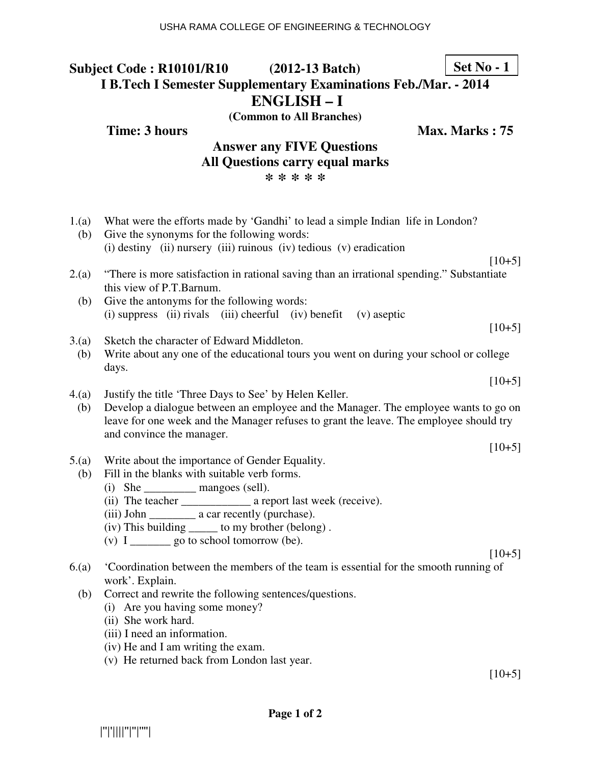**Subject Code : R10101/R10 (2012-13 Batch)** **Set No - 1**

**I B.Tech I Semester Supplementary Examinations Feb./Mar. - 2014**

# ENGLISH – I

**(Common to All Branches)**

**Time: 3 hours** **Max. Marks : 75**

**Answer any FIVE Questions**
**All Questions carry equal marks**
**\* \* \* \* \***

1.(a) What were the efforts made by 'Gandhi' to lead a simple Indian life in London?
(b) Give the synonyms for the following words:
(i) destiny (ii) nursery (iii) ruinous (iv) tedious (v) eradication
[10+5]

2.(a) "There is more satisfaction in rational saving than an irrational spending." Substantiate this view of P.T.Barnum.
(b) Give the antonyms for the following words:
(i) suppress (ii) rivals (iii) cheerful (iv) benefit (v) aseptic
[10+5]

3.(a) Sketch the character of Edward Middleton.
(b) Write about any one of the educational tours you went on during your school or college days.
[10+5]

4.(a) Justify the title 'Three Days to See' by Helen Keller.
(b) Develop a dialogue between an employee and the Manager. The employee wants to go on leave for one week and the Manager refuses to grant the leave. The employee should try and convince the manager.
[10+5]

5.(a) Write about the importance of Gender Equality.
(b) Fill in the blanks with suitable verb forms.
(i) She _________ mangoes (sell).
(ii) The teacher ____________ a report last week (receive).
(iii) John ________ a car recently (purchase).
(iv) This building _____ to my brother (belong) .
(v) I _______ go to school tomorrow (be).
[10+5]

6.(a) 'Coordination between the members of the team is essential for the smooth running of work'. Explain.
(b) Correct and rewrite the following sentences/questions.
(i) Are you having some money?
(ii) She work hard.
(iii) I need an information.
(iv) He and I am writing the exam.
(v) He returned back from London last year.
[10+5]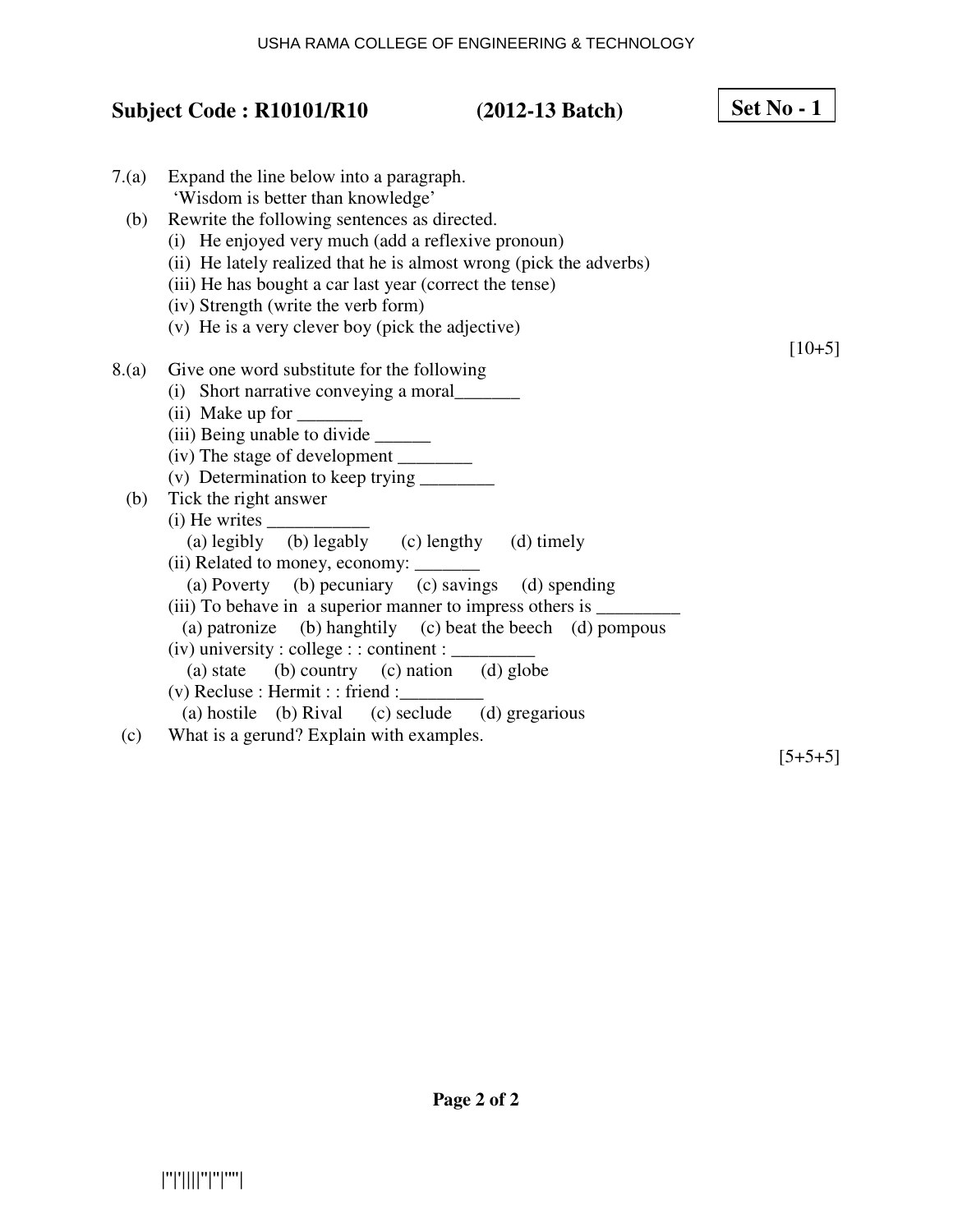**Subject Code : R10101/R10** **(2012-13 Batch)** **Set No - 1**

7.(a) Expand the line below into a paragraph.
'Wisdom is better than knowledge'

(b) Rewrite the following sentences as directed.
(i) He enjoyed very much (add a reflexive pronoun)
(ii) He lately realized that he is almost wrong (pick the adverbs)
(iii) He has bought a car last year (correct the tense)
(iv) Strength (write the verb form)
(v) He is a very clever boy (pick the adjective)

[10+5]

8.(a) Give one word substitute for the following
(i) Short narrative conveying a moral_______
(ii) Make up for _______
(iii) Being unable to divide ______
(iv) The stage of development ________
(v) Determination to keep trying ________

(b) Tick the right answer
(i) He writes ___________
(a) legibly (b) legably (c) lengthy (d) timely
(ii) Related to money, economy: _______
(a) Poverty (b) pecuniary (c) savings (d) spending
(iii) To behave in a superior manner to impress others is _________
(a) patronize (b) hanghtily (c) beat the beech (d) pompous
(iv) university : college : : continent : _________
(a) state (b) country (c) nation (d) globe
(v) Recluse : Hermit : : friend :_________
(a) hostile (b) Rival (c) seclude (d) gregarious

(c) What is a gerund? Explain with examples.

[5+5+5]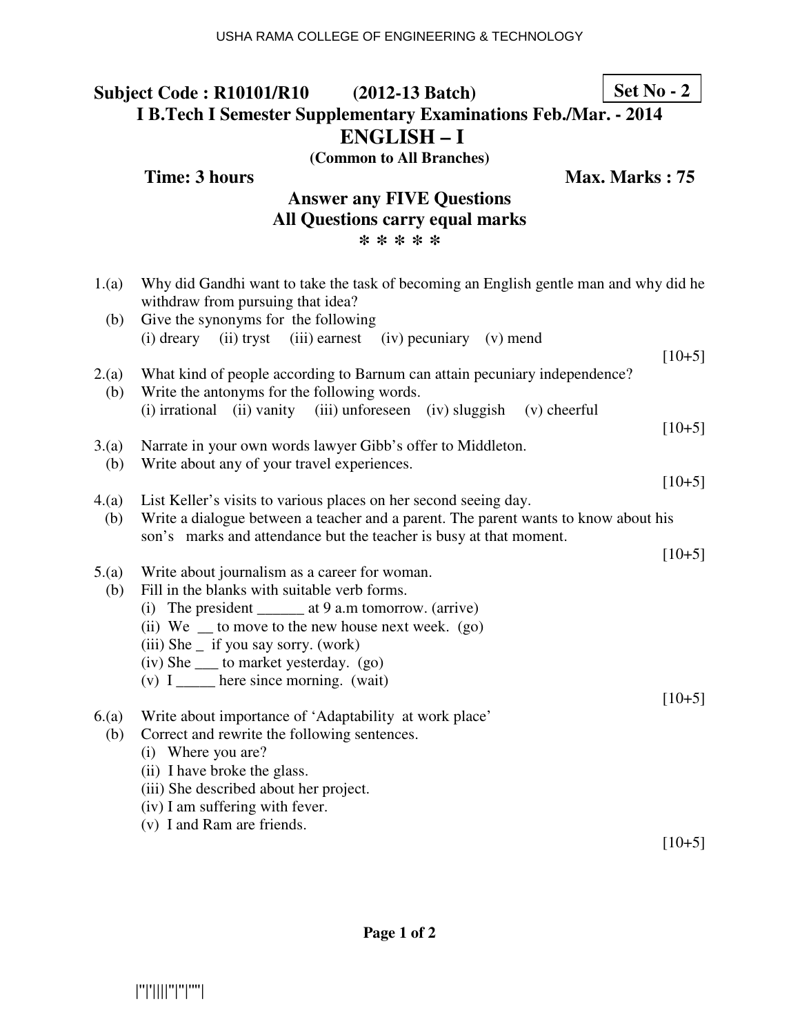**Subject Code : R10101/R10 (2012-13 Batch)** **Set No - 2**

**I B.Tech I Semester Supplementary Examinations Feb./Mar. - 2014**

# ENGLISH – I

**(Common to All Branches)**

**Time: 3 hours** **Max. Marks : 75**

**Answer any FIVE Questions**
**All Questions carry equal marks**
**\* \* \* \* \***

1.(a) Why did Gandhi want to take the task of becoming an English gentle man and why did he withdraw from pursuing that idea?
  (b) Give the synonyms for the following
  (i) dreary (ii) tryst (iii) earnest (iv) pecuniary (v) mend
  [10+5]

2.(a) What kind of people according to Barnum can attain pecuniary independence?
  (b) Write the antonyms for the following words.
  (i) irrational (ii) vanity (iii) unforeseen (iv) sluggish (v) cheerful
  [10+5]

3.(a) Narrate in your own words lawyer Gibb's offer to Middleton.
  (b) Write about any of your travel experiences.
  [10+5]

4.(a) List Keller's visits to various places on her second seeing day.
  (b) Write a dialogue between a teacher and a parent. The parent wants to know about his son's marks and attendance but the teacher is busy at that moment.
  [10+5]

5.(a) Write about journalism as a career for woman.
  (b) Fill in the blanks with suitable verb forms.
  (i) The president ______ at 9 a.m tomorrow. (arrive)
  (ii) We __ to move to the new house next week. (go)
  (iii) She _ if you say sorry. (work)
  (iv) She ___ to market yesterday. (go)
  (v) I _____ here since morning. (wait)
  [10+5]

6.(a) Write about importance of 'Adaptability at work place'
  (b) Correct and rewrite the following sentences.
  (i) Where you are?
  (ii) I have broke the glass.
  (iii) She described about her project.
  (iv) I am suffering with fever.
  (v) I and Ram are friends.
  [10+5]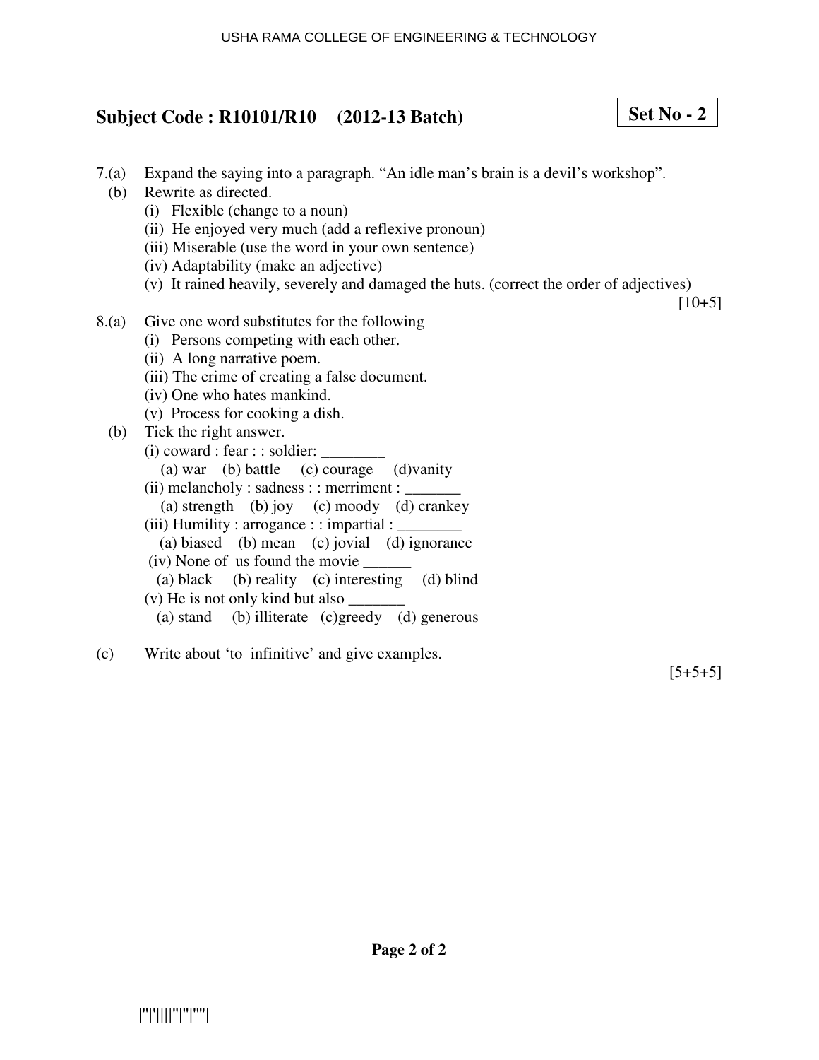**Subject Code : R10101/R10 (2012-13 Batch)**

**Set No - 2**

7.(a) Expand the saying into a paragraph. "An idle man's brain is a devil's workshop".

(b) Rewrite as directed.

(i) Flexible (change to a noun)

(ii) He enjoyed very much (add a reflexive pronoun)

(iii) Miserable (use the word in your own sentence)

(iv) Adaptability (make an adjective)

(v) It rained heavily, severely and damaged the huts. (correct the order of adjectives)

[10+5]

8.(a) Give one word substitutes for the following

(i) Persons competing with each other.

(ii) A long narrative poem.

(iii) The crime of creating a false document.

(iv) One who hates mankind.

(v) Process for cooking a dish.

(b) Tick the right answer.

(i) coward : fear : : soldier: ________

(a) war (b) battle (c) courage (d)vanity

(ii) melancholy : sadness : : merriment : _______

(a) strength (b) joy (c) moody (d) crankey

(iii) Humility : arrogance : : impartial : ________

(a) biased (b) mean (c) jovial (d) ignorance

(iv) None of us found the movie ______

(a) black (b) reality (c) interesting (d) blind

(v) He is not only kind but also _______

(a) stand (b) illiterate (c)greedy (d) generous

(c) Write about 'to infinitive' and give examples.

[5+5+5]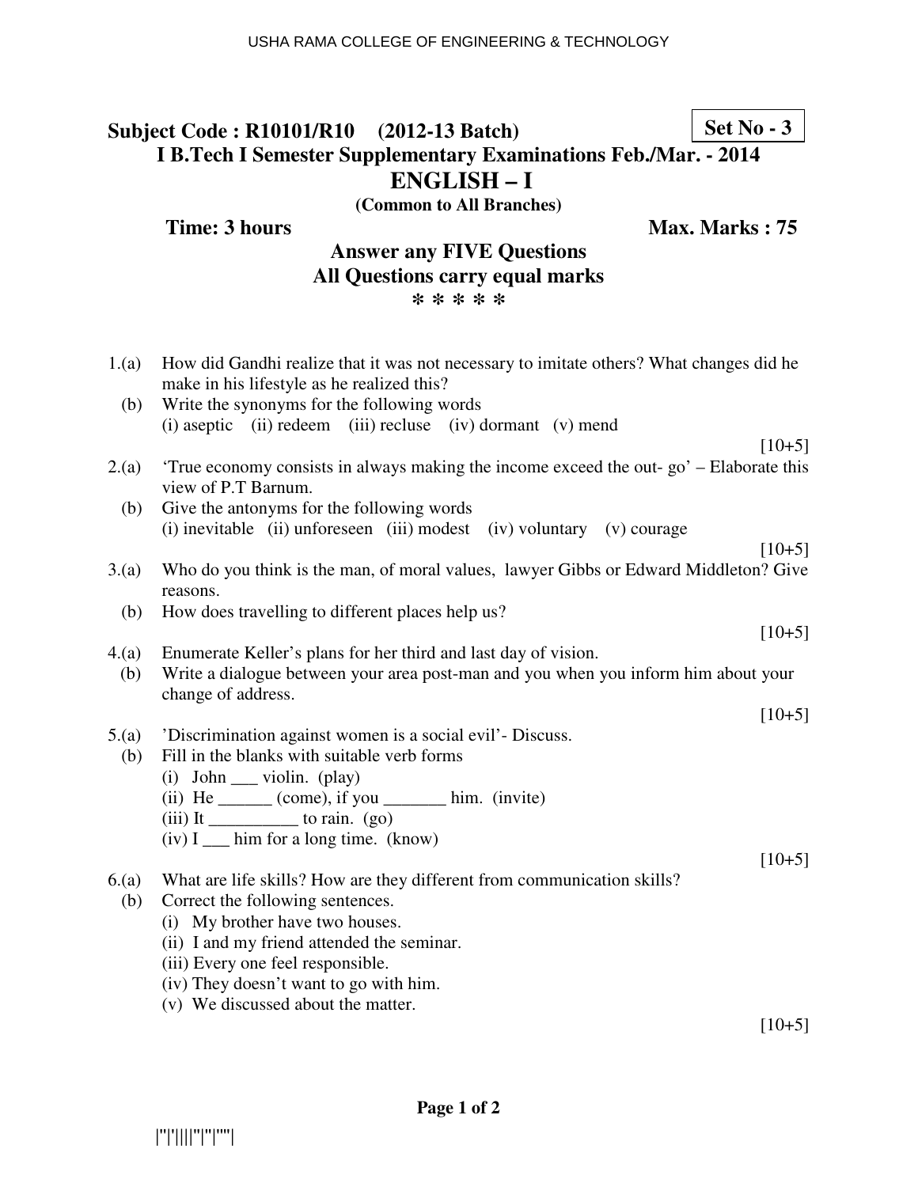**Subject Code : R10101/R10 (2012-13 Batch)** **Set No - 3**

**I B.Tech I Semester Supplementary Examinations Feb./Mar. - 2014**

# ENGLISH – I

**(Common to All Branches)**

**Time: 3 hours** **Max. Marks : 75**

**Answer any FIVE Questions**
**All Questions carry equal marks**
**\* \* \* \* \***

1.(a) How did Gandhi realize that it was not necessary to imitate others? What changes did he make in his lifestyle as he realized this?
(b) Write the synonyms for the following words
(i) aseptic (ii) redeem (iii) recluse (iv) dormant (v) mend
[10+5]

2.(a) 'True economy consists in always making the income exceed the out- go' – Elaborate this view of P.T Barnum.
(b) Give the antonyms for the following words
(i) inevitable (ii) unforeseen (iii) modest (iv) voluntary (v) courage
[10+5]

3.(a) Who do you think is the man, of moral values, lawyer Gibbs or Edward Middleton? Give reasons.
(b) How does travelling to different places help us?
[10+5]

4.(a) Enumerate Keller's plans for her third and last day of vision.
(b) Write a dialogue between your area post-man and you when you inform him about your change of address.
[10+5]

5.(a) 'Discrimination against women is a social evil'- Discuss.
(b) Fill in the blanks with suitable verb forms
(i) John ___ violin. (play)
(ii) He ______ (come), if you _______ him. (invite)
(iii) It __________ to rain. (go)
(iv) I ___ him for a long time. (know)
[10+5]

6.(a) What are life skills? How are they different from communication skills?
(b) Correct the following sentences.
(i) My brother have two houses.
(ii) I and my friend attended the seminar.
(iii) Every one feel responsible.
(iv) They doesn't want to go with him.
(v) We discussed about the matter.
[10+5]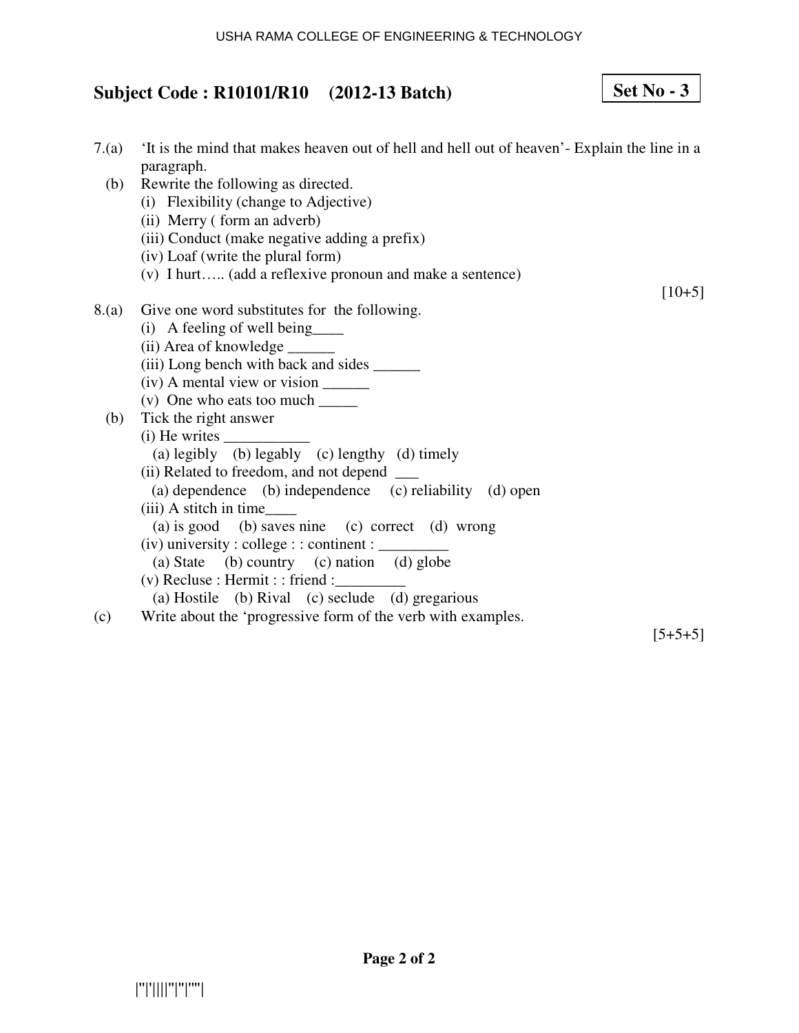**Subject Code : R10101/R10 (2012-13 Batch)** **Set No - 3**

7.(a) 'It is the mind that makes heaven out of hell and hell out of heaven'- Explain the line in a paragraph.

(b) Rewrite the following as directed.

(i) Flexibility (change to Adjective)

(ii) Merry ( form an adverb)

(iii) Conduct (make negative adding a prefix)

(iv) Loaf (write the plural form)

(v) I hurt….. (add a reflexive pronoun and make a sentence)

[10+5]

8.(a) Give one word substitutes for the following.

(i) A feeling of well being____

(ii) Area of knowledge ______

(iii) Long bench with back and sides ______

(iv) A mental view or vision ______

(v) One who eats too much _____

(b) Tick the right answer

(i) He writes ___________

(a) legibly (b) legably (c) lengthy (d) timely

(ii) Related to freedom, and not depend ___

(a) dependence (b) independence (c) reliability (d) open

(iii) A stitch in time____

(a) is good (b) saves nine (c) correct (d) wrong

(iv) university : college : : continent : _________

(a) State (b) country (c) nation (d) globe

(v) Recluse : Hermit : : friend :_________

(a) Hostile (b) Rival (c) seclude (d) gregarious

(c) Write about the 'progressive form of the verb with examples.

[5+5+5]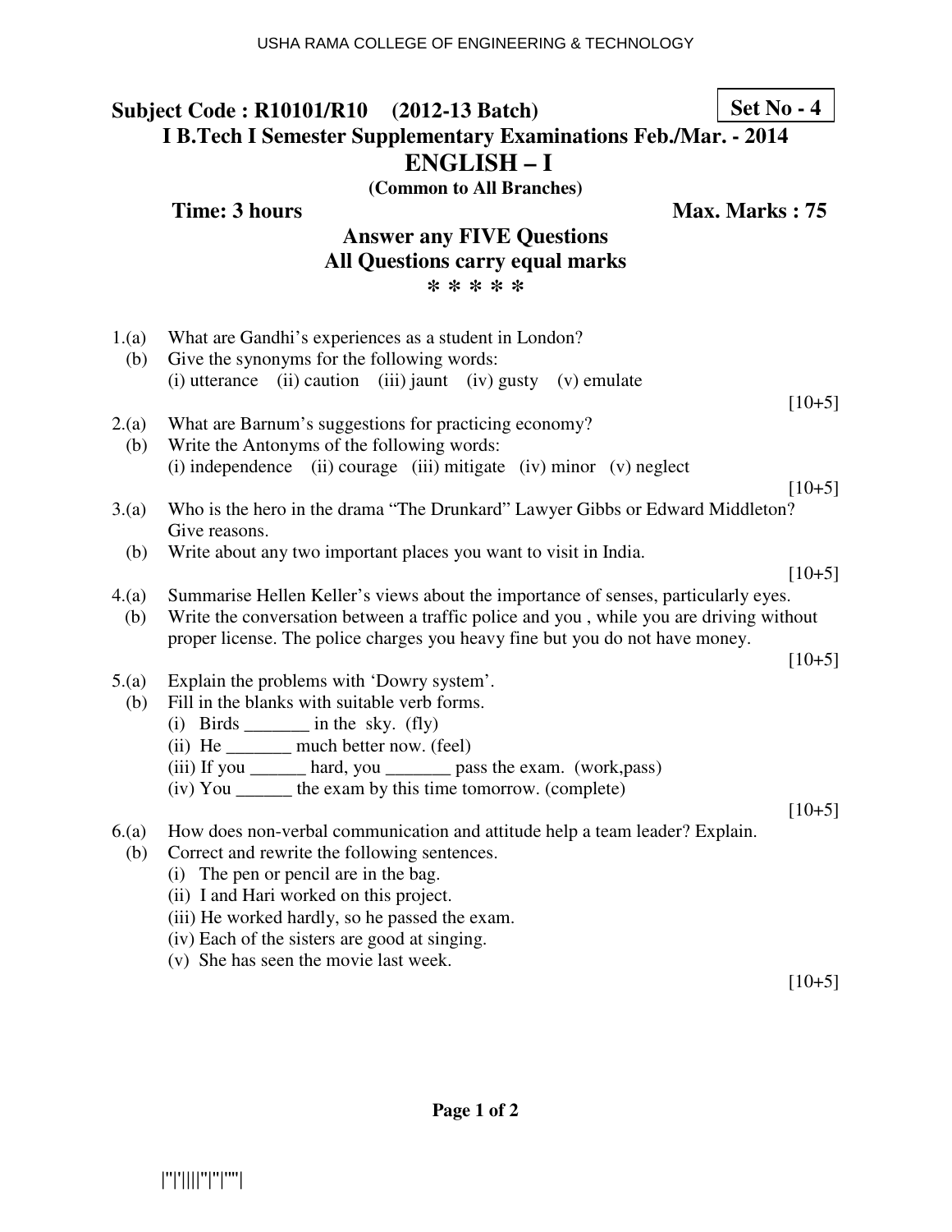**Subject Code : R10101/R10 (2012-13 Batch)** **Set No - 4**

**I B.Tech I Semester Supplementary Examinations Feb./Mar. - 2014**

# ENGLISH – I

**(Common to All Branches)**

**Time: 3 hours** **Max. Marks : 75**

**Answer any FIVE Questions**

**All Questions carry equal marks**

**\* \* \* \* \***

1.(a) What are Gandhi's experiences as a student in London?

(b) Give the synonyms for the following words:
(i) utterance (ii) caution (iii) jaunt (iv) gusty (v) emulate

[10+5]

2.(a) What are Barnum's suggestions for practicing economy?

(b) Write the Antonyms of the following words:
(i) independence (ii) courage (iii) mitigate (iv) minor (v) neglect

[10+5]

3.(a) Who is the hero in the drama "The Drunkard" Lawyer Gibbs or Edward Middleton? Give reasons.

(b) Write about any two important places you want to visit in India.

[10+5]

4.(a) Summarise Hellen Keller's views about the importance of senses, particularly eyes.

(b) Write the conversation between a traffic police and you , while you are driving without proper license. The police charges you heavy fine but you do not have money.

[10+5]

5.(a) Explain the problems with 'Dowry system'.

(b) Fill in the blanks with suitable verb forms.
(i) Birds _______ in the sky. (fly)
(ii) He _______ much better now. (feel)
(iii) If you ______ hard, you _______ pass the exam. (work,pass)
(iv) You ______ the exam by this time tomorrow. (complete)

[10+5]

6.(a) How does non-verbal communication and attitude help a team leader? Explain.

(b) Correct and rewrite the following sentences.
(i) The pen or pencil are in the bag.
(ii) I and Hari worked on this project.
(iii) He worked hardly, so he passed the exam.
(iv) Each of the sisters are good at singing.
(v) She has seen the movie last week.

[10+5]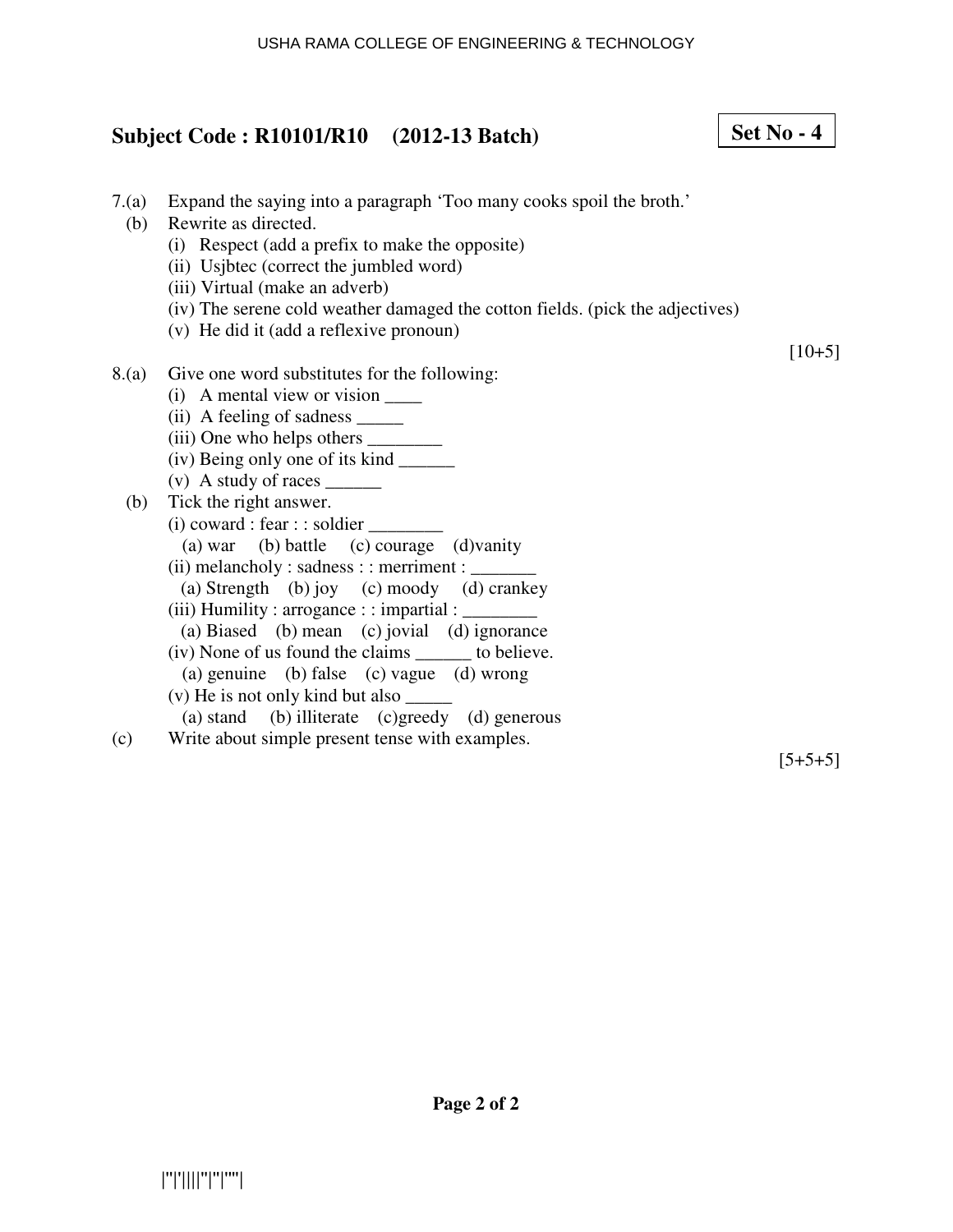**Subject Code : R10101/R10 (2012-13 Batch)**

**Set No - 4**

7.(a) Expand the saying into a paragraph 'Too many cooks spoil the broth.'

(b) Rewrite as directed.

(i) Respect (add a prefix to make the opposite)
(ii) Usjbtec (correct the jumbled word)
(iii) Virtual (make an adverb)
(iv) The serene cold weather damaged the cotton fields. (pick the adjectives)
(v) He did it (add a reflexive pronoun)

[10+5]

8.(a) Give one word substitutes for the following:

(i) A mental view or vision ____
(ii) A feeling of sadness _____
(iii) One who helps others ________
(iv) Being only one of its kind ______
(v) A study of races ______

(b) Tick the right answer.

(i) coward : fear : : soldier ________
(a) war (b) battle (c) courage (d)vanity

(ii) melancholy : sadness : : merriment : _______
(a) Strength (b) joy (c) moody (d) crankey

(iii) Humility : arrogance : : impartial : ________
(a) Biased (b) mean (c) jovial (d) ignorance

(iv) None of us found the claims ______ to believe.
(a) genuine (b) false (c) vague (d) wrong

(v) He is not only kind but also _____
(a) stand (b) illiterate (c)greedy (d) generous

(c) Write about simple present tense with examples.

[5+5+5]